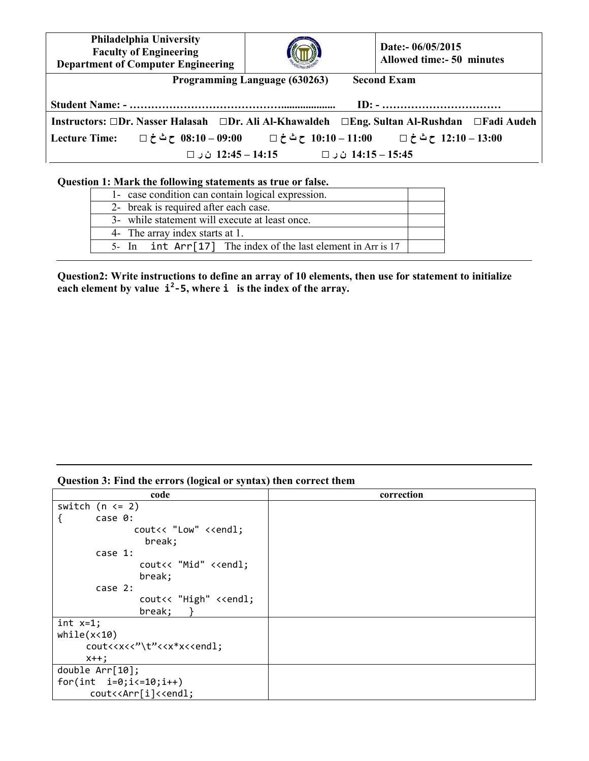| Philadelphia University<br>Faculty of Engineering<br>Department of Computer Engineering | | Date:- 06/05/2015<br>Allowed time:- 50 minutes |
|---|---|---|

**Programming Language (630263)** **Second Exam**

**Student Name: - …………………………………….................... ID: - ……………………………**

**Instructors:** □**Dr. Nasser Halasah** □**Dr. Ali Al-Khawaldeh** □**Eng. Sultan Al-Rushdan** □**Fadi Audeh**

**Lecture Time:** □ ح ث خ 08:10 – 09:00 □ ح ث خ 10:10 – 11:00 □ ح ث خ 12:10 – 13:00

□ ن ر 12:45 – 14:15 □ ن ر 14:15 – 15:45

**Question 1: Mark the following statements as true or false.**

| Statement | |
|---|---|
| 1- case condition can contain logical expression. | |
| 2- break is required after each case. | |
| 3- while statement will execute at least once. | |
| 4- The array index starts at 1. | |
| 5- In `int Arr[17]` The index of the last element in Arr is 17 | |

**Question2: Write instructions to define an array of 10 elements, then use for statement to initialize each element by value $i^2$-5, where i is the index of the array.**

**Question 3: Find the errors (logical or syntax) then correct them**

| code | correction |
|---|---|
| `switch (n <= 2)`<br>`{      case 0:`<br>`              cout<< "Low" <<endl;`<br>`                break;`<br>`       case 1:`<br>`               cout<< "Mid" <<endl;`<br>`               break;`<br>`       case 2:`<br>`               cout<< "High" <<endl;`<br>`               break;   }` | |
| `int x=1;`<br>`while(x<10)`<br>`     cout<<x<<"\t"<<x*x<<endl;`<br>`     x++;` | |
| `double Arr[10];`<br>`for(int  i=0;i<=10;i++)`<br>`      cout<<Arr[i]<<endl;` | |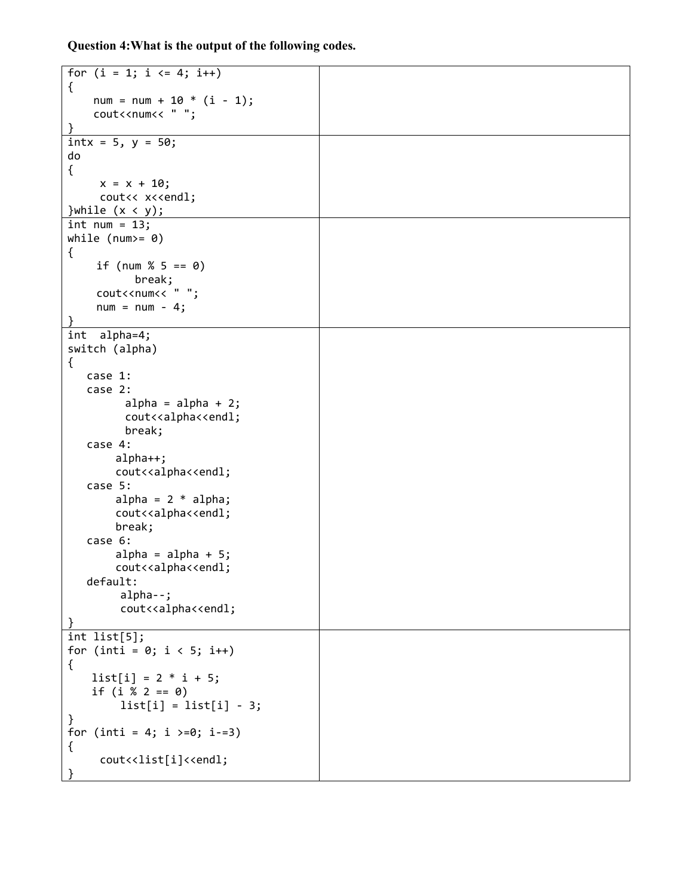**Question 4:What is the output of the following codes.**

| Code | Output |
| --- | --- |
| <pre>for (i = 1; i <= 4; i++)<br>{<br>    num = num + 10 * (i - 1);<br>    cout<<num<< " ";<br>}</pre> | |
| <pre>intx = 5, y = 50;<br>do<br>{<br>     x = x + 10;<br>     cout<< x<<endl;<br>}while (x < y);</pre> | |
| <pre>int num = 13;<br>while (num>= 0)<br>{<br>    if (num % 5 == 0)<br>         break;<br>    cout<<num<< " ";<br>    num = num - 4;<br>}</pre> | |
| <pre>int  alpha=4;<br>switch (alpha)<br>{<br>   case 1:<br>   case 2:<br>         alpha = alpha + 2;<br>         cout<<alpha<<endl;<br>         break;<br>   case 4:<br>        alpha++;<br>        cout<<alpha<<endl;<br>   case 5:<br>        alpha = 2 * alpha;<br>        cout<<alpha<<endl;<br>        break;<br>   case 6:<br>        alpha = alpha + 5;<br>        cout<<alpha<<endl;<br>   default:<br>         alpha--;<br>         cout<<alpha<<endl;<br>}</pre> | |
| <pre>int list[5];<br>for (inti = 0; i < 5; i++)<br>{<br>   list[i] = 2 * i + 5;<br>   if (i % 2 == 0)<br>         list[i] = list[i] - 3;<br>}<br>for (inti = 4; i >=0; i-=3)<br>{<br>     cout<<list[i]<<endl;<br>}</pre> | |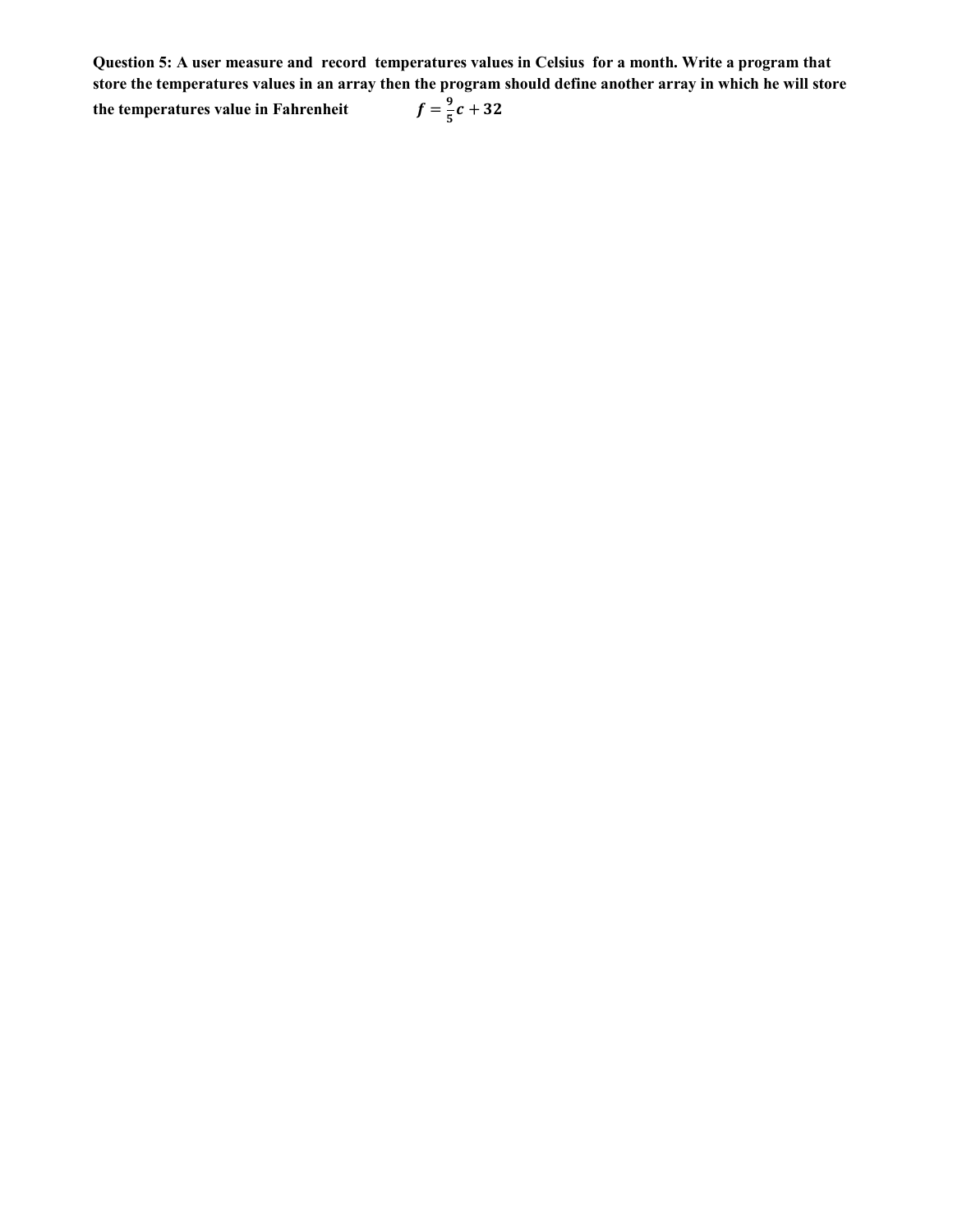**Question 5: A user measure and record temperatures values in Celsius for a month. Write a program that store the temperatures values in an array then the program should define another array in which he will store the temperatures value in Fahrenheit** $f = \frac{9}{5}c + 32$